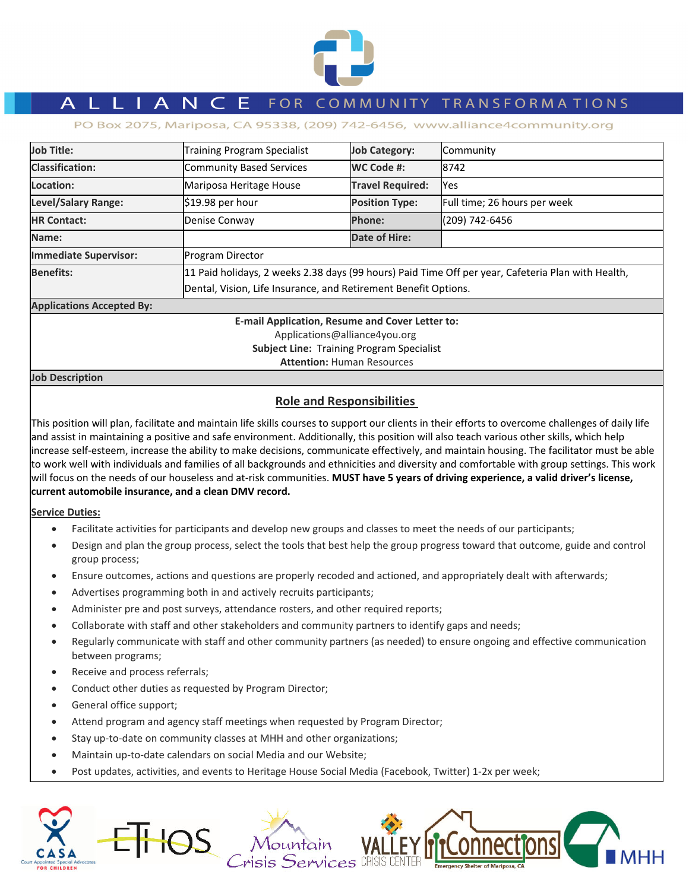# ALLIANCE FOR COMMUNITY TRANSFORMATIONS

PO Box 2075, Mariposa, CA 95338, (209) 742-6456, www.alliance4community.org

| **Job Title:** | Training Program Specialist | **Job Category:** | Community |
|---|---|---|---|
| **Classification:** | Community Based Services | **WC Code #:** | 8742 |
| **Location:** | Mariposa Heritage House | **Travel Required:** | Yes |
| **Level/Salary Range:** | $19.98 per hour | **Position Type:** | Full time; 26 hours per week |
| **HR Contact:** | Denise Conway | **Phone:** | (209) 742-6456 |
| **Name:** | | **Date of Hire:** | |
| **Immediate Supervisor:** | Program Director | | |
| **Benefits:** | 11 Paid holidays, 2 weeks 2.38 days (99 hours) Paid Time Off per year, Cafeteria Plan with Health, Dental, Vision, Life Insurance, and Retirement Benefit Options. | | |

**Applications Accepted By:**

**E-mail Application, Resume and Cover Letter to:**
Applications@alliance4you.org
**Subject Line:** Training Program Specialist
**Attention:** Human Resources

**Job Description**

## Role and Responsibilities

This position will plan, facilitate and maintain life skills courses to support our clients in their efforts to overcome challenges of daily life and assist in maintaining a positive and safe environment. Additionally, this position will also teach various other skills, which help increase self-esteem, increase the ability to make decisions, communicate effectively, and maintain housing. The facilitator must be able to work well with individuals and families of all backgrounds and ethnicities and diversity and comfortable with group settings. This work will focus on the needs of our houseless and at-risk communities. **MUST have 5 years of driving experience, a valid driver's license, current automobile insurance, and a clean DMV record.**

**Service Duties:**

- Facilitate activities for participants and develop new groups and classes to meet the needs of our participants;
- Design and plan the group process, select the tools that best help the group progress toward that outcome, guide and control group process;
- Ensure outcomes, actions and questions are properly recoded and actioned, and appropriately dealt with afterwards;
- Advertises programming both in and actively recruits participants;
- Administer pre and post surveys, attendance rosters, and other required reports;
- Collaborate with staff and other stakeholders and community partners to identify gaps and needs;
- Regularly communicate with staff and other community partners (as needed) to ensure ongoing and effective communication between programs;
- Receive and process referrals;
- Conduct other duties as requested by Program Director;
- General office support;
- Attend program and agency staff meetings when requested by Program Director;
- Stay up-to-date on community classes at MHH and other organizations;
- Maintain up-to-date calendars on social Media and our Website;
- Post updates, activities, and events to Heritage House Social Media (Facebook, Twitter) 1-2x per week;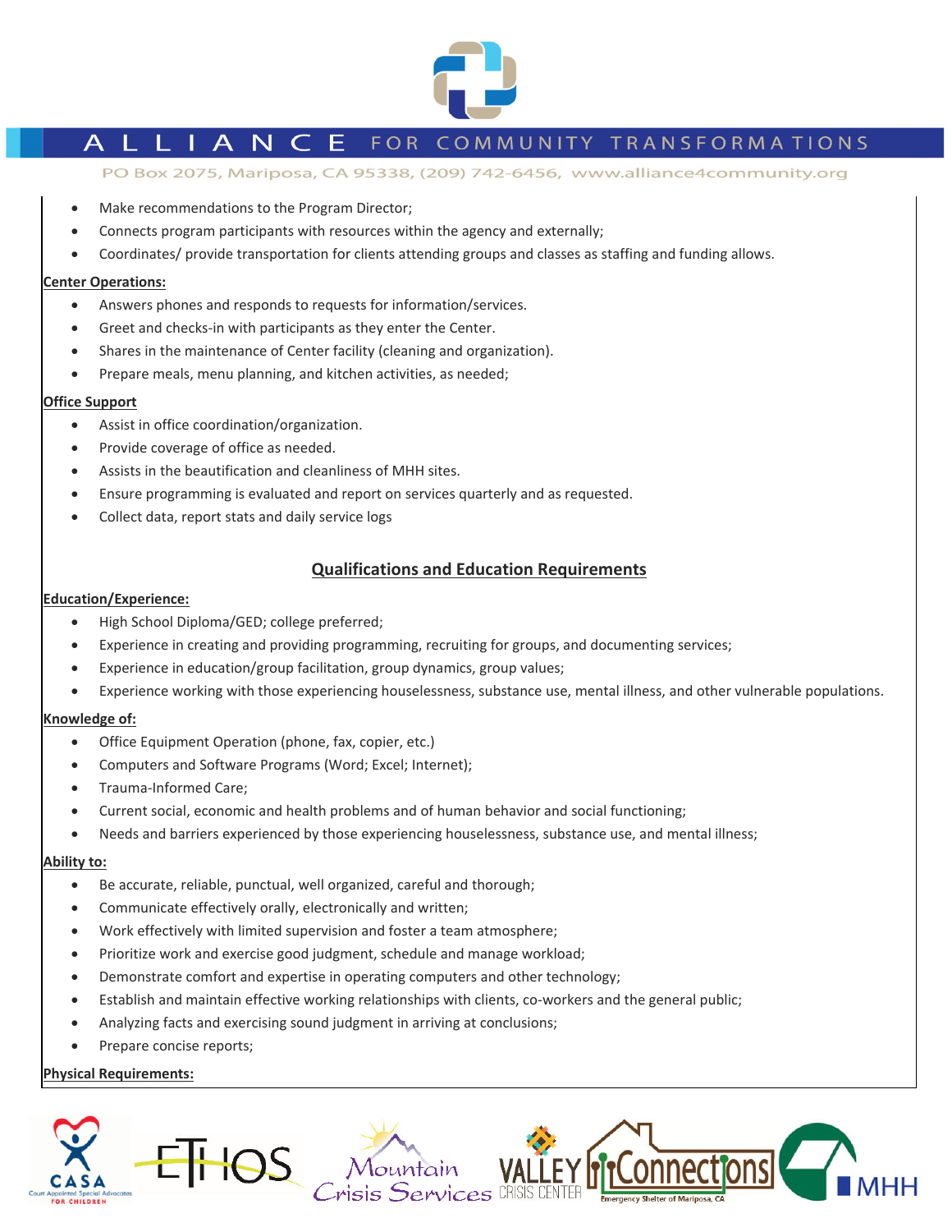- Make recommendations to the Program Director;
- Connects program participants with resources within the agency and externally;
- Coordinates/ provide transportation for clients attending groups and classes as staffing and funding allows.

**Center Operations:**

- Answers phones and responds to requests for information/services.
- Greet and checks-in with participants as they enter the Center.
- Shares in the maintenance of Center facility (cleaning and organization).
- Prepare meals, menu planning, and kitchen activities, as needed;

**Office Support**

- Assist in office coordination/organization.
- Provide coverage of office as needed.
- Assists in the beautification and cleanliness of MHH sites.
- Ensure programming is evaluated and report on services quarterly and as requested.
- Collect data, report stats and daily service logs

## Qualifications and Education Requirements

**Education/Experience:**

- High School Diploma/GED; college preferred;
- Experience in creating and providing programming, recruiting for groups, and documenting services;
- Experience in education/group facilitation, group dynamics, group values;
- Experience working with those experiencing houselessness, substance use, mental illness, and other vulnerable populations.

**Knowledge of:**

- Office Equipment Operation (phone, fax, copier, etc.)
- Computers and Software Programs (Word; Excel; Internet);
- Trauma-Informed Care;
- Current social, economic and health problems and of human behavior and social functioning;
- Needs and barriers experienced by those experiencing houselessness, substance use, and mental illness;

**Ability to:**

- Be accurate, reliable, punctual, well organized, careful and thorough;
- Communicate effectively orally, electronically and written;
- Work effectively with limited supervision and foster a team atmosphere;
- Prioritize work and exercise good judgment, schedule and manage workload;
- Demonstrate comfort and expertise in operating computers and other technology;
- Establish and maintain effective working relationships with clients, co-workers and the general public;
- Analyzing facts and exercising sound judgment in arriving at conclusions;
- Prepare concise reports;

**Physical Requirements:**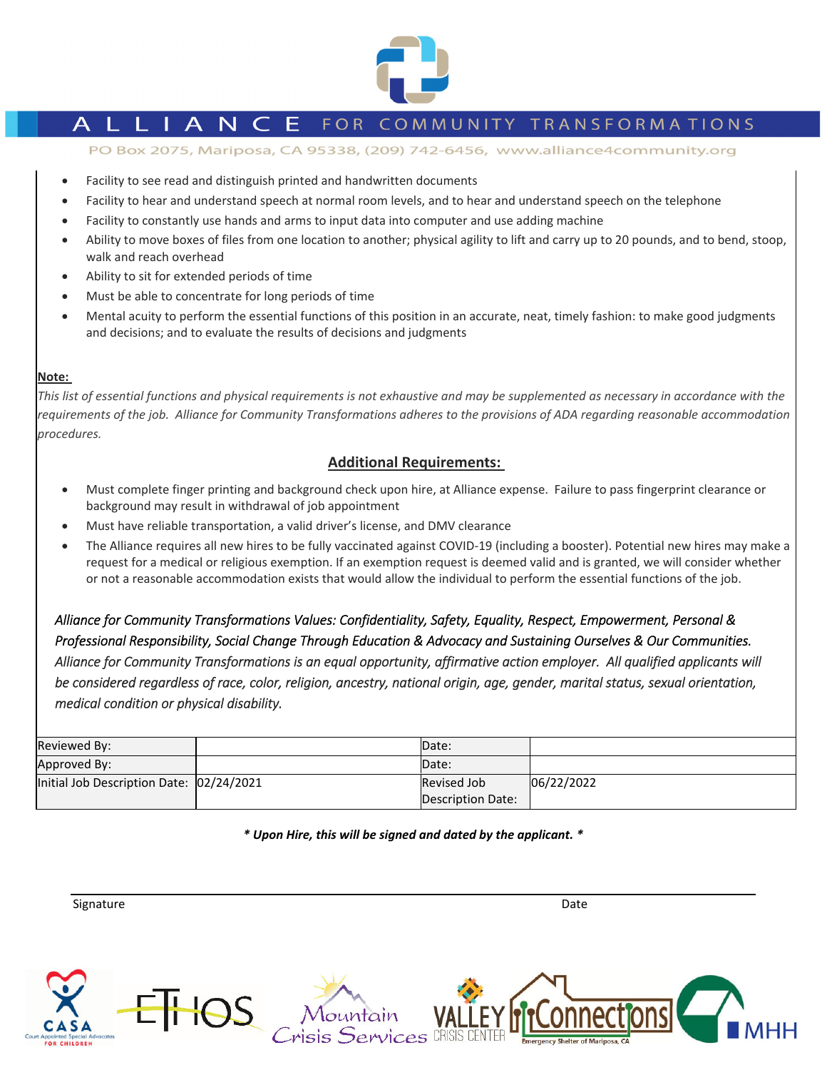- Facility to see read and distinguish printed and handwritten documents
- Facility to hear and understand speech at normal room levels, and to hear and understand speech on the telephone
- Facility to constantly use hands and arms to input data into computer and use adding machine
- Ability to move boxes of files from one location to another; physical agility to lift and carry up to 20 pounds, and to bend, stoop, walk and reach overhead
- Ability to sit for extended periods of time
- Must be able to concentrate for long periods of time
- Mental acuity to perform the essential functions of this position in an accurate, neat, timely fashion: to make good judgments and decisions; and to evaluate the results of decisions and judgments

**Note:**

*This list of essential functions and physical requirements is not exhaustive and may be supplemented as necessary in accordance with the requirements of the job. Alliance for Community Transformations adheres to the provisions of ADA regarding reasonable accommodation procedures.*

## Additional Requirements:

- Must complete finger printing and background check upon hire, at Alliance expense. Failure to pass fingerprint clearance or background may result in withdrawal of job appointment
- Must have reliable transportation, a valid driver's license, and DMV clearance
- The Alliance requires all new hires to be fully vaccinated against COVID-19 (including a booster). Potential new hires may make a request for a medical or religious exemption. If an exemption request is deemed valid and is granted, we will consider whether or not a reasonable accommodation exists that would allow the individual to perform the essential functions of the job.

*Alliance for Community Transformations Values: Confidentiality, Safety, Equality, Respect, Empowerment, Personal & Professional Responsibility, Social Change Through Education & Advocacy and Sustaining Ourselves & Our Communities. Alliance for Community Transformations is an equal opportunity, affirmative action employer. All qualified applicants will be considered regardless of race, color, religion, ancestry, national origin, age, gender, marital status, sexual orientation, medical condition or physical disability.*

| | | | |
|---|---|---|---|
| Reviewed By: | | Date: | |
| Approved By: | | Date: | |
| Initial Job Description Date: | 02/24/2021 | Revised Job Description Date: | 06/22/2022 |

***\* Upon Hire, this will be signed and dated by the applicant. \****

Signature Date